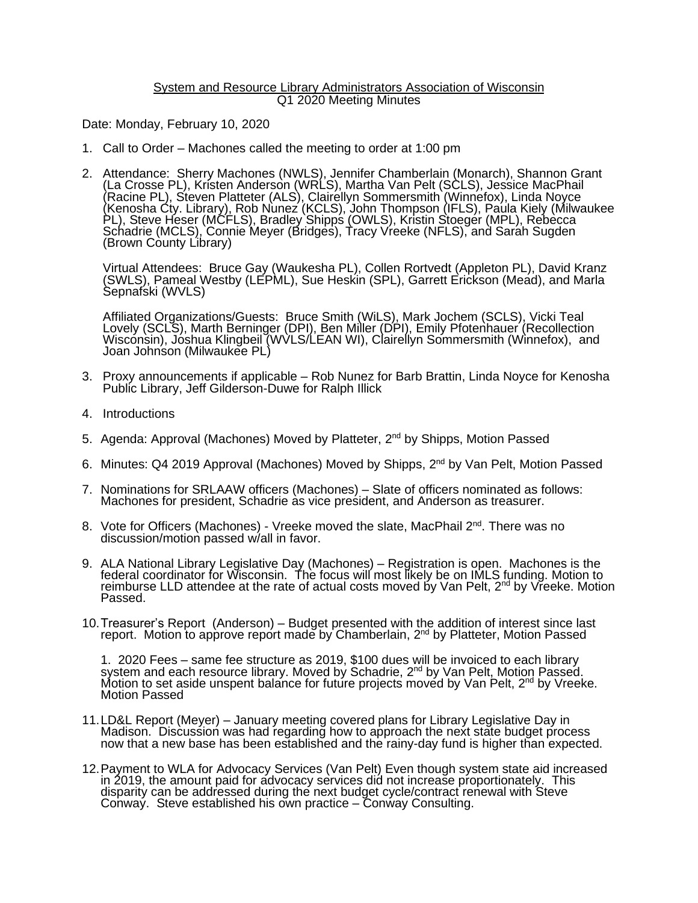System and Resource Library Administrators Association of Wisconsin
Q1 2020 Meeting Minutes

Date: Monday, February 10, 2020

1. Call to Order – Machones called the meeting to order at 1:00 pm

2. Attendance: Sherry Machones (NWLS), Jennifer Chamberlain (Monarch), Shannon Grant (La Crosse PL), Kristen Anderson (WRLS), Martha Van Pelt (SCLS), Jessice MacPhail (Racine PL), Steven Platteter (ALS), Clairellyn Sommersmith (Winnefox), Linda Noyce (Kenosha Cty. Library), Rob Nunez (KCLS), John Thompson (IFLS), Paula Kiely (Milwaukee PL), Steve Heser (MCFLS), Bradley Shipps (OWLS), Kristin Stoeger (MPL), Rebecca Schadrie (MCLS), Connie Meyer (Bridges), Tracy Vreeke (NFLS), and Sarah Sugden (Brown County Library)

   Virtual Attendees: Bruce Gay (Waukesha PL), Collen Rortvedt (Appleton PL), David Kranz (SWLS), Pameal Westby (LEPML), Sue Heskin (SPL), Garrett Erickson (Mead), and Marla Sepnafski (WVLS)

   Affiliated Organizations/Guests: Bruce Smith (WiLS), Mark Jochem (SCLS), Vicki Teal Lovely (SCLS), Marth Berninger (DPI), Ben Miller (DPI), Emily Pfotenhauer (Recollection Wisconsin), Joshua Klingbeil (WVLS/LEAN WI), Clairellyn Sommersmith (Winnefox), and Joan Johnson (Milwaukee PL)

3. Proxy announcements if applicable – Rob Nunez for Barb Brattin, Linda Noyce for Kenosha Public Library, Jeff Gilderson-Duwe for Ralph Illick

4. Introductions

5. Agenda: Approval (Machones) Moved by Platteter, 2nd by Shipps, Motion Passed

6. Minutes: Q4 2019 Approval (Machones) Moved by Shipps, 2nd by Van Pelt, Motion Passed

7. Nominations for SRLAAW officers (Machones) – Slate of officers nominated as follows: Machones for president, Schadrie as vice president, and Anderson as treasurer.

8. Vote for Officers (Machones) - Vreeke moved the slate, MacPhail 2nd. There was no discussion/motion passed w/all in favor.

9. ALA National Library Legislative Day (Machones) – Registration is open. Machones is the federal coordinator for Wisconsin. The focus will most likely be on IMLS funding. Motion to reimburse LLD attendee at the rate of actual costs moved by Van Pelt, 2nd by Vreeke. Motion Passed.

10. Treasurer's Report (Anderson) – Budget presented with the addition of interest since last report. Motion to approve report made by Chamberlain, 2nd by Platteter, Motion Passed

    1. 2020 Fees – same fee structure as 2019, $100 dues will be invoiced to each library system and each resource library. Moved by Schadrie, 2nd by Van Pelt, Motion Passed. Motion to set aside unspent balance for future projects moved by Van Pelt, 2nd by Vreeke. Motion Passed

11. LD&L Report (Meyer) – January meeting covered plans for Library Legislative Day in Madison. Discussion was had regarding how to approach the next state budget process now that a new base has been established and the rainy-day fund is higher than expected.

12. Payment to WLA for Advocacy Services (Van Pelt) Even though system state aid increased in 2019, the amount paid for advocacy services did not increase proportionately. This disparity can be addressed during the next budget cycle/contract renewal with Steve Conway. Steve established his own practice – Conway Consulting.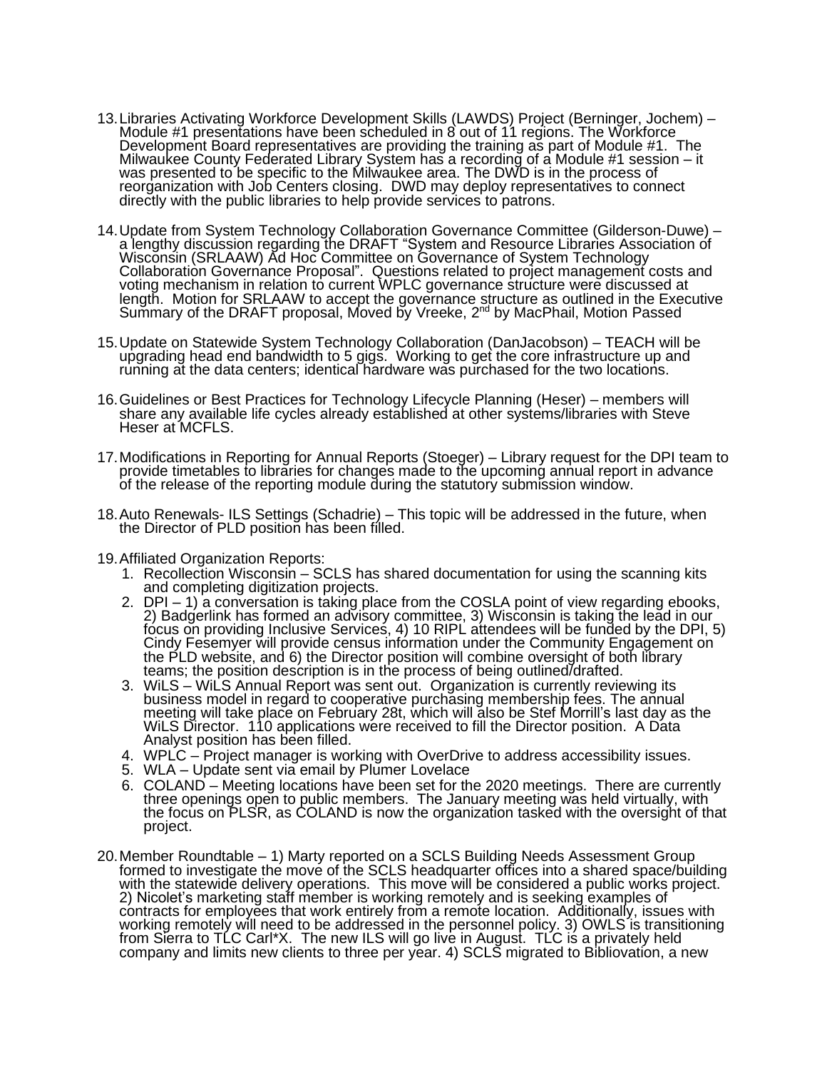13. Libraries Activating Workforce Development Skills (LAWDS) Project (Berninger, Jochem) – Module #1 presentations have been scheduled in 8 out of 11 regions. The Workforce Development Board representatives are providing the training as part of Module #1. The Milwaukee County Federated Library System has a recording of a Module #1 session – it was presented to be specific to the Milwaukee area. The DWD is in the process of reorganization with Job Centers closing. DWD may deploy representatives to connect directly with the public libraries to help provide services to patrons.

14. Update from System Technology Collaboration Governance Committee (Gilderson-Duwe) – a lengthy discussion regarding the DRAFT "System and Resource Libraries Association of Wisconsin (SRLAAW) Ad Hoc Committee on Governance of System Technology Collaboration Governance Proposal". Questions related to project management costs and voting mechanism in relation to current WPLC governance structure were discussed at length. Motion for SRLAAW to accept the governance structure as outlined in the Executive Summary of the DRAFT proposal, Moved by Vreeke, 2nd by MacPhail, Motion Passed

15. Update on Statewide System Technology Collaboration (DanJacobson) – TEACH will be upgrading head end bandwidth to 5 gigs. Working to get the core infrastructure up and running at the data centers; identical hardware was purchased for the two locations.

16. Guidelines or Best Practices for Technology Lifecycle Planning (Heser) – members will share any available life cycles already established at other systems/libraries with Steve Heser at MCFLS.

17. Modifications in Reporting for Annual Reports (Stoeger) – Library request for the DPI team to provide timetables to libraries for changes made to the upcoming annual report in advance of the release of the reporting module during the statutory submission window.

18. Auto Renewals- ILS Settings (Schadrie) – This topic will be addressed in the future, when the Director of PLD position has been filled.

19. Affiliated Organization Reports:
    1. Recollection Wisconsin – SCLS has shared documentation for using the scanning kits and completing digitization projects.
    2. DPI – 1) a conversation is taking place from the COSLA point of view regarding ebooks, 2) Badgerlink has formed an advisory committee, 3) Wisconsin is taking the lead in our focus on providing Inclusive Services, 4) 10 RIPL attendees will be funded by the DPI, 5) Cindy Fesemyer will provide census information under the Community Engagement on the PLD website, and 6) the Director position will combine oversight of both library teams; the position description is in the process of being outlined/drafted.
    3. WiLS – WiLS Annual Report was sent out. Organization is currently reviewing its business model in regard to cooperative purchasing membership fees. The annual meeting will take place on February 28t, which will also be Stef Morrill's last day as the WiLS Director. 110 applications were received to fill the Director position. A Data Analyst position has been filled.
    4. WPLC – Project manager is working with OverDrive to address accessibility issues.
    5. WLA – Update sent via email by Plumer Lovelace
    6. COLAND – Meeting locations have been set for the 2020 meetings. There are currently three openings open to public members. The January meeting was held virtually, with the focus on PLSR, as COLAND is now the organization tasked with the oversight of that project.

20. Member Roundtable – 1) Marty reported on a SCLS Building Needs Assessment Group formed to investigate the move of the SCLS headquarter offices into a shared space/building with the statewide delivery operations. This move will be considered a public works project. 2) Nicolet's marketing staff member is working remotely and is seeking examples of contracts for employees that work entirely from a remote location. Additionally, issues with working remotely will need to be addressed in the personnel policy. 3) OWLS is transitioning from Sierra to TLC Carl*X. The new ILS will go live in August. TLC is a privately held company and limits new clients to three per year. 4) SCLS migrated to Bibliovation, a new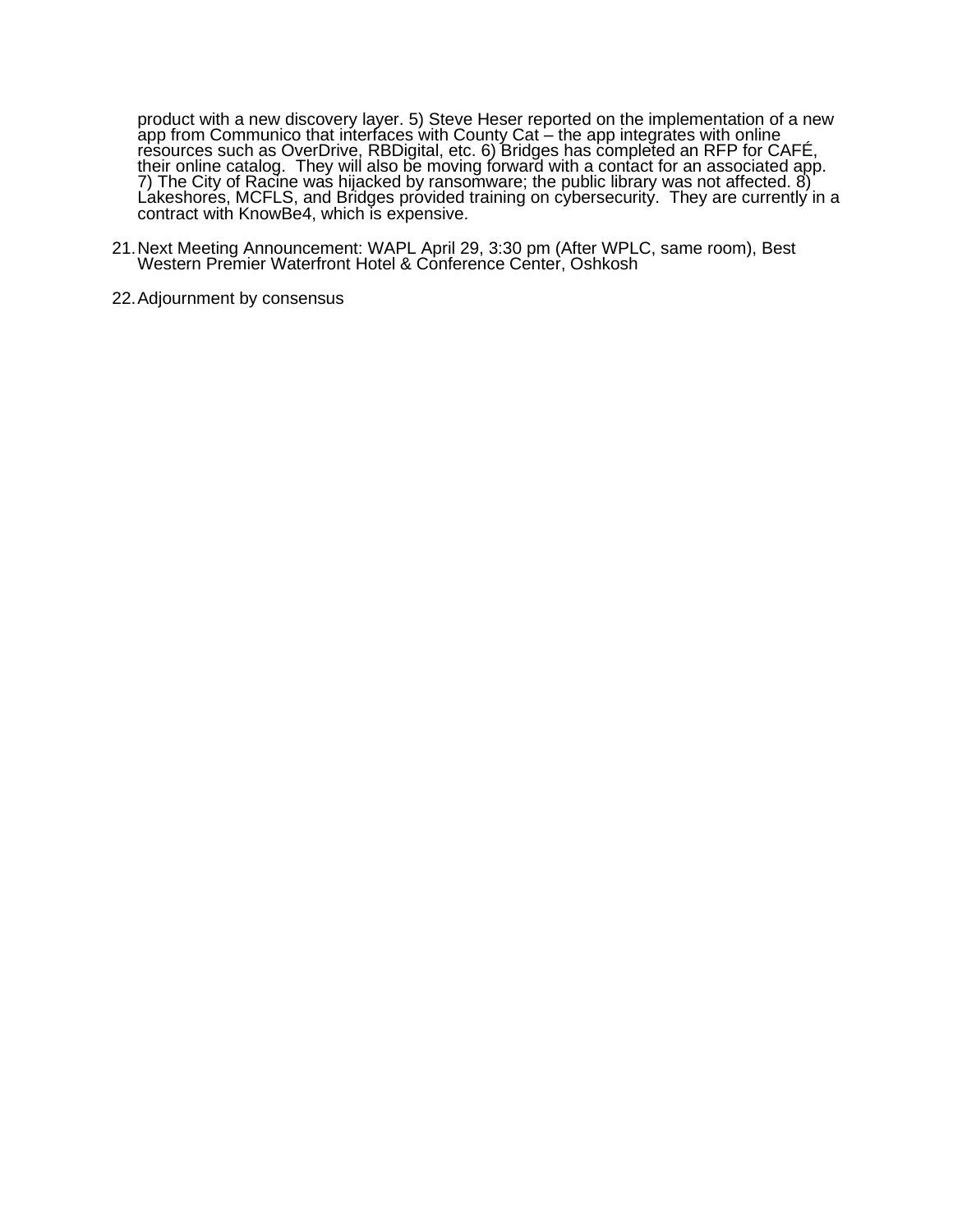product with a new discovery layer. 5) Steve Heser reported on the implementation of a new app from Communico that interfaces with County Cat – the app integrates with online resources such as OverDrive, RBDigital, etc. 6) Bridges has completed an RFP for CAFÉ, their online catalog. They will also be moving forward with a contact for an associated app. 7) The City of Racine was hijacked by ransomware; the public library was not affected. 8) Lakeshores, MCFLS, and Bridges provided training on cybersecurity. They are currently in a contract with KnowBe4, which is expensive.

21. Next Meeting Announcement: WAPL April 29, 3:30 pm (After WPLC, same room), Best Western Premier Waterfront Hotel & Conference Center, Oshkosh

22. Adjournment by consensus